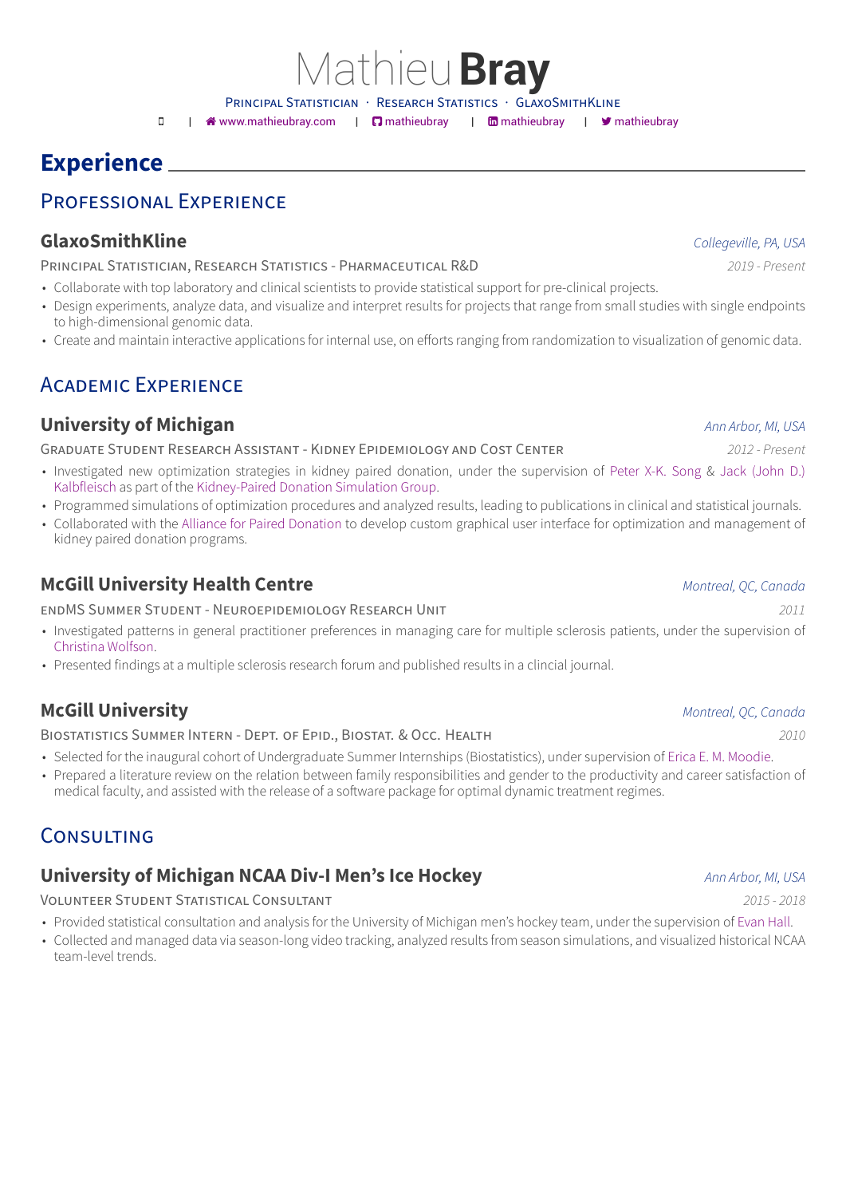# Mathieu **Bray**

Principal Statistician · Research Statistics · GlaxoSmithKline

| www.mathieubray.com | mathieubray | mathieubray | mathieubray

# Experience

## Professional Experience

### GlaxoSmithKline
*Collegeville, PA, USA*

Principal Statistician, Research Statistics - Pharmaceutical R&D — *2019 - Present*

- Collaborate with top laboratory and clinical scientists to provide statistical support for pre-clinical projects.
- Design experiments, analyze data, and visualize and interpret results for projects that range from small studies with single endpoints to high-dimensional genomic data.
- Create and maintain interactive applications for internal use, on efforts ranging from randomization to visualization of genomic data.

## Academic Experience

### University of Michigan
*Ann Arbor, MI, USA*

Graduate Student Research Assistant - Kidney Epidemiology and Cost Center — *2012 - Present*

- Investigated new optimization strategies in kidney paired donation, under the supervision of Peter X-K. Song & Jack (John D.) Kalbfleisch as part of the Kidney-Paired Donation Simulation Group.
- Programmed simulations of optimization procedures and analyzed results, leading to publications in clinical and statistical journals.
- Collaborated with the Alliance for Paired Donation to develop custom graphical user interface for optimization and management of kidney paired donation programs.

### McGill University Health Centre
*Montreal, QC, Canada*

endMS Summer Student - Neuroepidemiology Research Unit — *2011*

- Investigated patterns in general practitioner preferences in managing care for multiple sclerosis patients, under the supervision of Christina Wolfson.
- Presented findings at a multiple sclerosis research forum and published results in a clincial journal.

### McGill University
*Montreal, QC, Canada*

Biostatistics Summer Intern - Dept. of Epid., Biostat. & Occ. Health — *2010*

- Selected for the inaugural cohort of Undergraduate Summer Internships (Biostatistics), under supervision of Erica E. M. Moodie.
- Prepared a literature review on the relation between family responsibilities and gender to the productivity and career satisfaction of medical faculty, and assisted with the release of a software package for optimal dynamic treatment regimes.

## Consulting

### University of Michigan NCAA Div-I Men's Ice Hockey
*Ann Arbor, MI, USA*

Volunteer Student Statistical Consultant — *2015 - 2018*

- Provided statistical consultation and analysis for the University of Michigan men's hockey team, under the supervision of Evan Hall.
- Collected and managed data via season-long video tracking, analyzed results from season simulations, and visualized historical NCAA team-level trends.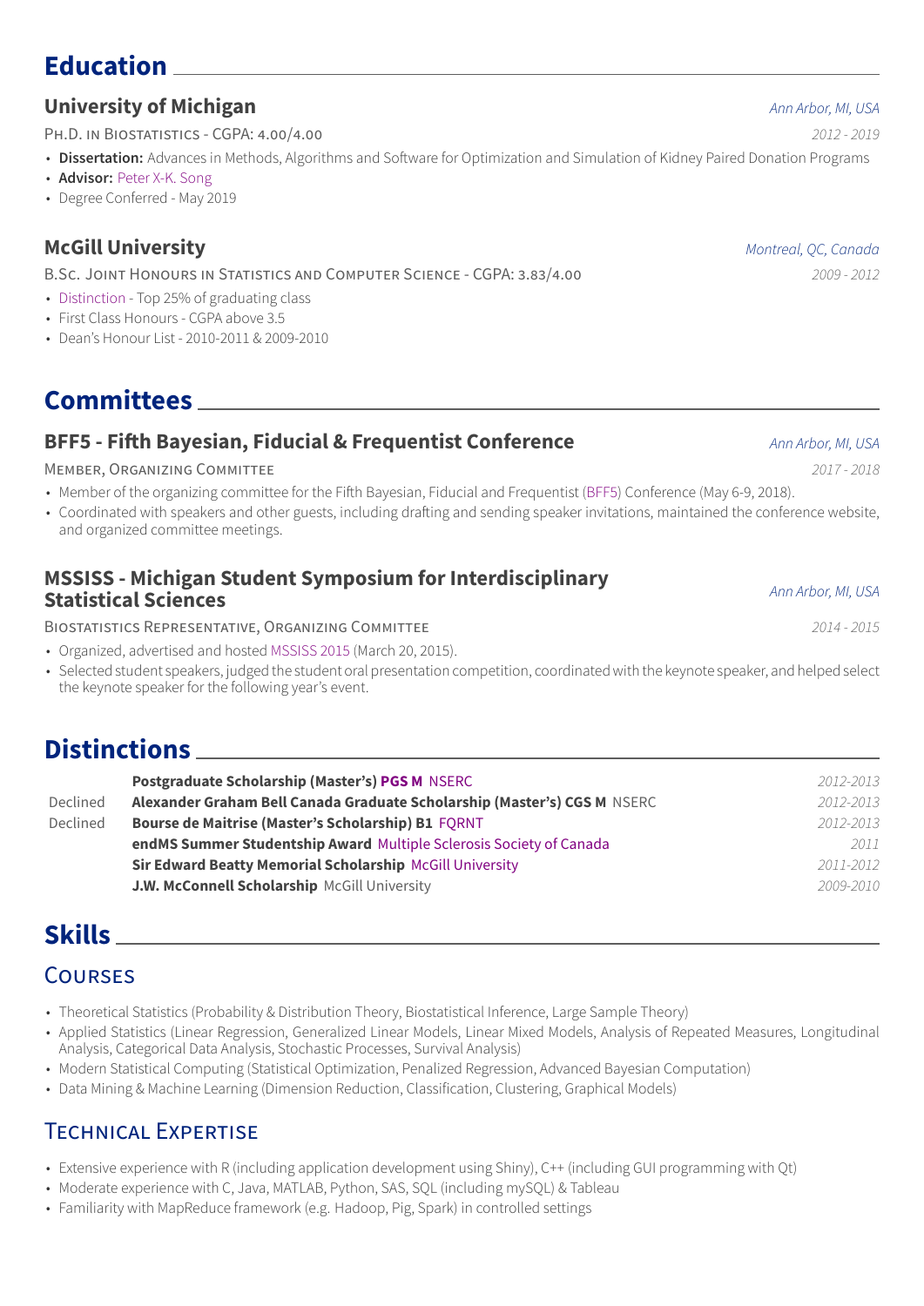# Education

### University of Michigan
*Ann Arbor, MI, USA*

Ph.D. in Biostatistics - CGPA: 4.00/4.00 — *2012 - 2019*

- **Dissertation:** Advances in Methods, Algorithms and Software for Optimization and Simulation of Kidney Paired Donation Programs
- **Advisor:** Peter X-K. Song
- Degree Conferred - May 2019

### McGill University
*Montreal, QC, Canada*

B.Sc. Joint Honours in Statistics and Computer Science - CGPA: 3.83/4.00 — *2009 - 2012*

- Distinction - Top 25% of graduating class
- First Class Honours - CGPA above 3.5
- Dean's Honour List - 2010-2011 & 2009-2010

# Committees

### BFF5 - Fifth Bayesian, Fiducial & Frequentist Conference
*Ann Arbor, MI, USA*

Member, Organizing Committee — *2017 - 2018*

- Member of the organizing committee for the Fifth Bayesian, Fiducial and Frequentist (BFF5) Conference (May 6-9, 2018).
- Coordinated with speakers and other guests, including drafting and sending speaker invitations, maintained the conference website, and organized committee meetings.

### MSSISS - Michigan Student Symposium for Interdisciplinary Statistical Sciences
*Ann Arbor, MI, USA*

Biostatistics Representative, Organizing Committee — *2014 - 2015*

- Organized, advertised and hosted MSSISS 2015 (March 20, 2015).
- Selected student speakers, judged the student oral presentation competition, coordinated with the keynote speaker, and helped select the keynote speaker for the following year's event.

# Distinctions

| | | |
|---|---|---|
| | **Postgraduate Scholarship (Master's) PGS M** NSERC | *2012-2013* |
| Declined | **Alexander Graham Bell Canada Graduate Scholarship (Master's) CGS M** NSERC | *2012-2013* |
| Declined | **Bourse de Maitrise (Master's Scholarship) B1** FQRNT | *2012-2013* |
| | **endMS Summer Studentship Award** Multiple Sclerosis Society of Canada | *2011* |
| | **Sir Edward Beatty Memorial Scholarship** McGill University | *2011-2012* |
| | **J.W. McConnell Scholarship** McGill University | *2009-2010* |

# Skills

## Courses

- Theoretical Statistics (Probability & Distribution Theory, Biostatistical Inference, Large Sample Theory)
- Applied Statistics (Linear Regression, Generalized Linear Models, Linear Mixed Models, Analysis of Repeated Measures, Longitudinal Analysis, Categorical Data Analysis, Stochastic Processes, Survival Analysis)
- Modern Statistical Computing (Statistical Optimization, Penalized Regression, Advanced Bayesian Computation)
- Data Mining & Machine Learning (Dimension Reduction, Classification, Clustering, Graphical Models)

## Technical Expertise

- Extensive experience with R (including application development using Shiny), C++ (including GUI programming with Qt)
- Moderate experience with C, Java, MATLAB, Python, SAS, SQL (including mySQL) & Tableau
- Familiarity with MapReduce framework (e.g. Hadoop, Pig, Spark) in controlled settings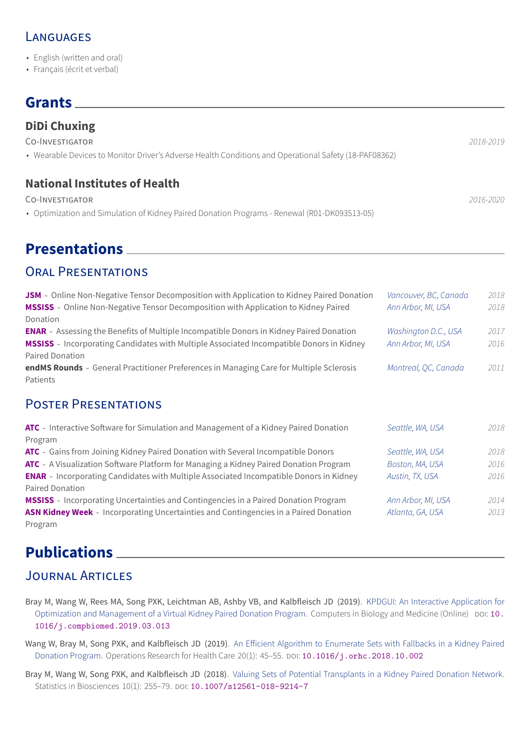### Languages

- English (written and oral)
- Français (écrit et verbal)

## Grants

### DiDi Chuxing

Co-Investigator *2018-2019*

- Wearable Devices to Monitor Driver's Adverse Health Conditions and Operational Safety (18-PAF08362)

### National Institutes of Health

Co-Investigator *2016-2020*

- Optimization and Simulation of Kidney Paired Donation Programs - Renewal (R01-DK093513-05)

## Presentations

### Oral Presentations

| Presentation | Location | Year |
| --- | --- | --- |
| **JSM** - Online Non-Negative Tensor Decomposition with Application to Kidney Paired Donation | *Vancouver, BC, Canada* | *2018* |
| **MSSISS** - Online Non-Negative Tensor Decomposition with Application to Kidney Paired Donation | *Ann Arbor, MI, USA* | *2018* |
| **ENAR** - Assessing the Benefits of Multiple Incompatible Donors in Kidney Paired Donation | *Washington D.C., USA* | *2017* |
| **MSSISS** - Incorporating Candidates with Multiple Associated Incompatible Donors in Kidney Paired Donation | *Ann Arbor, MI, USA* | *2016* |
| **endMS Rounds** - General Practitioner Preferences in Managing Care for Multiple Sclerosis Patients | *Montreal, QC, Canada* | *2011* |

### Poster Presentations

| Presentation | Location | Year |
| --- | --- | --- |
| **ATC** - Interactive Software for Simulation and Management of a Kidney Paired Donation Program | *Seattle, WA, USA* | *2018* |
| **ATC** - Gains from Joining Kidney Paired Donation with Several Incompatible Donors | *Seattle, WA, USA* | *2018* |
| **ATC** - A Visualization Software Platform for Managing a Kidney Paired Donation Program | *Boston, MA, USA* | *2016* |
| **ENAR** - Incorporating Candidates with Multiple Associated Incompatible Donors in Kidney Paired Donation | *Austin, TX, USA* | *2016* |
| **MSSISS** - Incorporating Uncertainties and Contingencies in a Paired Donation Program | *Ann Arbor, MI, USA* | *2014* |
| **ASN Kidney Week** - Incorporating Uncertainties and Contingencies in a Paired Donation Program | *Atlanta, GA, USA* | *2013* |

## Publications

### Journal Articles

Bray M, Wang W, Rees MA, Song PXK, Leichtman AB, Ashby VB, and Kalbfleisch JD (2019). KPDGUI: An Interactive Application for Optimization and Management of a Virtual Kidney Paired Donation Program. Computers in Biology and Medicine (Online) DOI: `10.1016/j.compbiomed.2019.03.013`

Wang W, Bray M, Song PXK, and Kalbfleisch JD (2019). An Efficient Algorithm to Enumerate Sets with Fallbacks in a Kidney Paired Donation Program. Operations Research for Health Care 20(1): 45–55. DOI: `10.1016/j.orhc.2018.10.002`

Bray M, Wang W, Song PXK, and Kalbfleisch JD (2018). Valuing Sets of Potential Transplants in a Kidney Paired Donation Network. Statistics in Biosciences 10(1): 255–79. DOI: `10.1007/s12561-018-9214-7`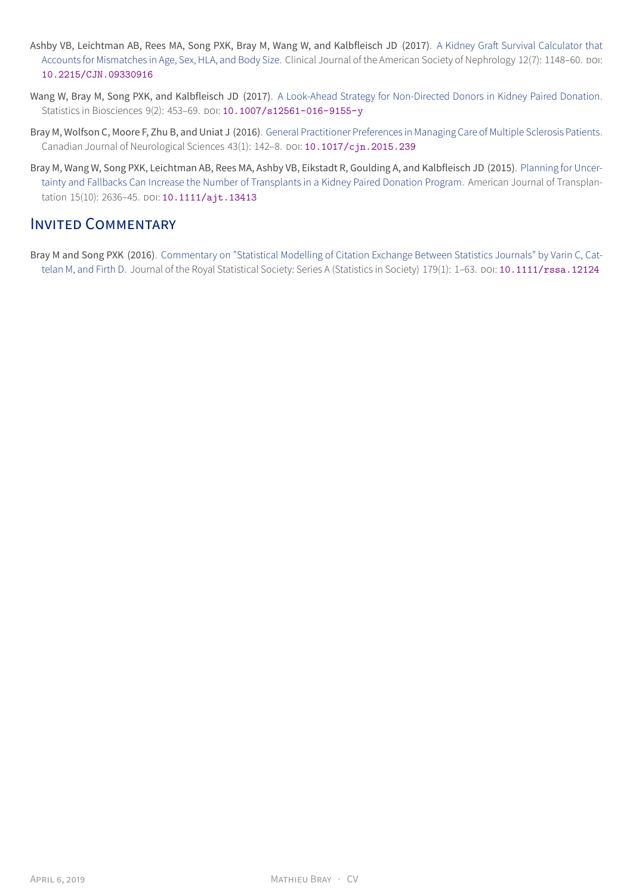Ashby VB, Leichtman AB, Rees MA, Song PXK, Bray M, Wang W, and Kalbfleisch JD (2017). A Kidney Graft Survival Calculator that Accounts for Mismatches in Age, Sex, HLA, and Body Size. Clinical Journal of the American Society of Nephrology 12(7): 1148–60. DOI: 10.2215/CJN.09330916

Wang W, Bray M, Song PXK, and Kalbfleisch JD (2017). A Look-Ahead Strategy for Non-Directed Donors in Kidney Paired Donation. Statistics in Biosciences 9(2): 453–69. DOI: 10.1007/s12561-016-9155-y

Bray M, Wolfson C, Moore F, Zhu B, and Uniat J (2016). General Practitioner Preferences in Managing Care of Multiple Sclerosis Patients. Canadian Journal of Neurological Sciences 43(1): 142–8. DOI: 10.1017/cjn.2015.239

Bray M, Wang W, Song PXK, Leichtman AB, Rees MA, Ashby VB, Eikstadt R, Goulding A, and Kalbfleisch JD (2015). Planning for Uncertainty and Fallbacks Can Increase the Number of Transplants in a Kidney Paired Donation Program. American Journal of Transplantation 15(10): 2636–45. DOI: 10.1111/ajt.13413

## Invited Commentary

Bray M and Song PXK (2016). Commentary on "Statistical Modelling of Citation Exchange Between Statistics Journals" by Varin C, Cattelan M, and Firth D. Journal of the Royal Statistical Society: Series A (Statistics in Society) 179(1): 1–63. DOI: 10.1111/rssa.12124